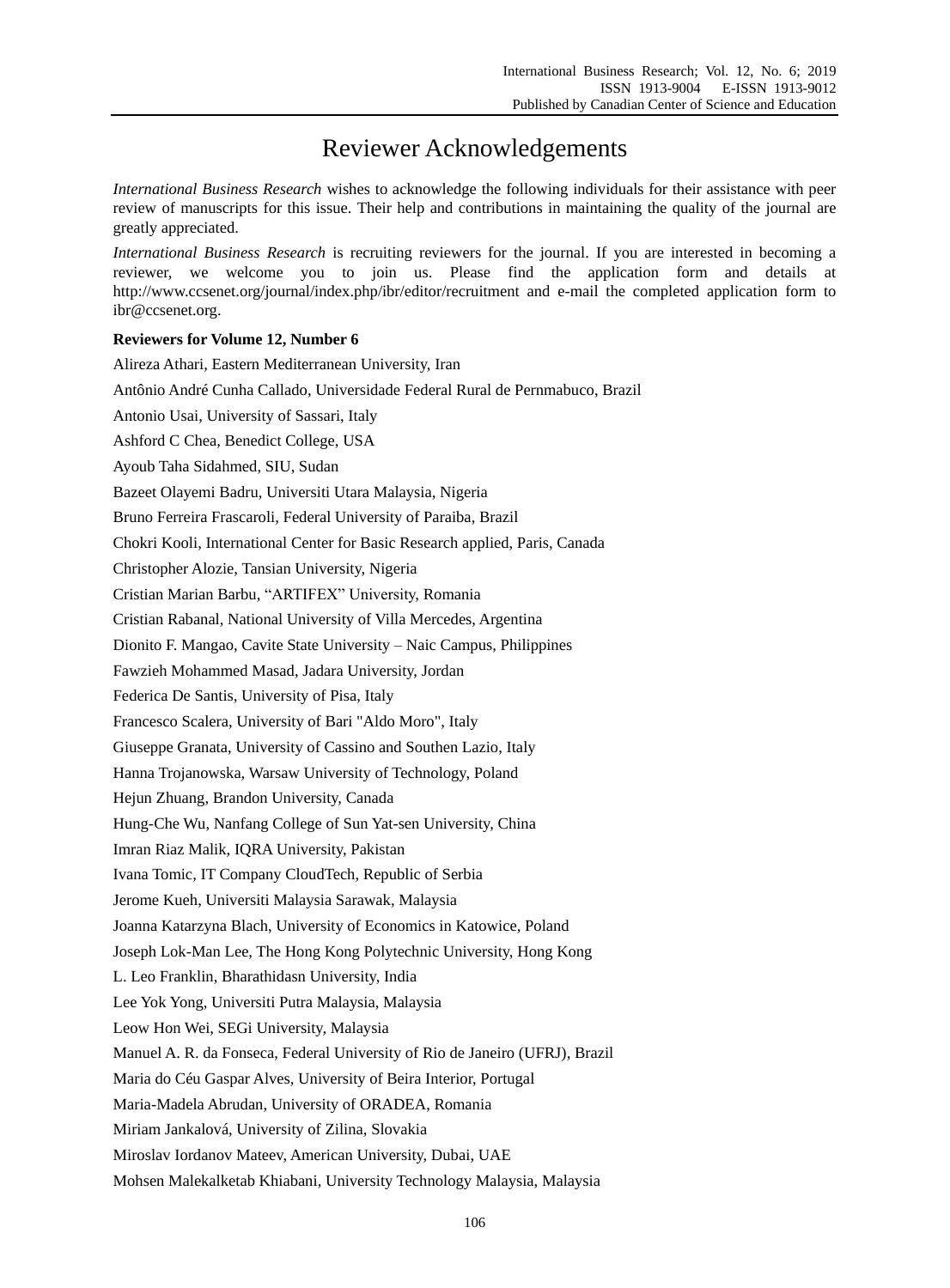# Reviewer Acknowledgements

*International Business Research* wishes to acknowledge the following individuals for their assistance with peer review of manuscripts for this issue. Their help and contributions in maintaining the quality of the journal are greatly appreciated.

*International Business Research* is recruiting reviewers for the journal. If you are interested in becoming a reviewer, we welcome you to join us. Please find the application form and details at http://www.ccsenet.org/journal/index.php/ibr/editor/recruitment and e-mail the completed application form to ibr@ccsenet.org.

**Reviewers for Volume 12, Number 6**

Alireza Athari, Eastern Mediterranean University, Iran

Antônio André Cunha Callado, Universidade Federal Rural de Pernmabuco, Brazil

Antonio Usai, University of Sassari, Italy

Ashford C Chea, Benedict College, USA

Ayoub Taha Sidahmed, SIU, Sudan

Bazeet Olayemi Badru, Universiti Utara Malaysia, Nigeria

Bruno Ferreira Frascaroli, Federal University of Paraiba, Brazil

Chokri Kooli, International Center for Basic Research applied, Paris, Canada

Christopher Alozie, Tansian University, Nigeria

Cristian Marian Barbu, "ARTIFEX" University, Romania

Cristian Rabanal, National University of Villa Mercedes, Argentina

Dionito F. Mangao, Cavite State University – Naic Campus, Philippines

Fawzieh Mohammed Masad, Jadara University, Jordan

Federica De Santis, University of Pisa, Italy

Francesco Scalera, University of Bari "Aldo Moro", Italy

Giuseppe Granata, University of Cassino and Southen Lazio, Italy

Hanna Trojanowska, Warsaw University of Technology, Poland

Hejun Zhuang, Brandon University, Canada

Hung-Che Wu, Nanfang College of Sun Yat-sen University, China

Imran Riaz Malik, IQRA University, Pakistan

Ivana Tomic, IT Company CloudTech, Republic of Serbia

Jerome Kueh, Universiti Malaysia Sarawak, Malaysia

Joanna Katarzyna Blach, University of Economics in Katowice, Poland

Joseph Lok-Man Lee, The Hong Kong Polytechnic University, Hong Kong

L. Leo Franklin, Bharathidasn University, India

Lee Yok Yong, Universiti Putra Malaysia, Malaysia

Leow Hon Wei, SEGi University, Malaysia

Manuel A. R. da Fonseca, Federal University of Rio de Janeiro (UFRJ), Brazil

Maria do Céu Gaspar Alves, University of Beira Interior, Portugal

Maria-Madela Abrudan, University of ORADEA, Romania

Miriam Jankalová, University of Zilina, Slovakia

Miroslav Iordanov Mateev, American University, Dubai, UAE

Mohsen Malekalketab Khiabani, University Technology Malaysia, Malaysia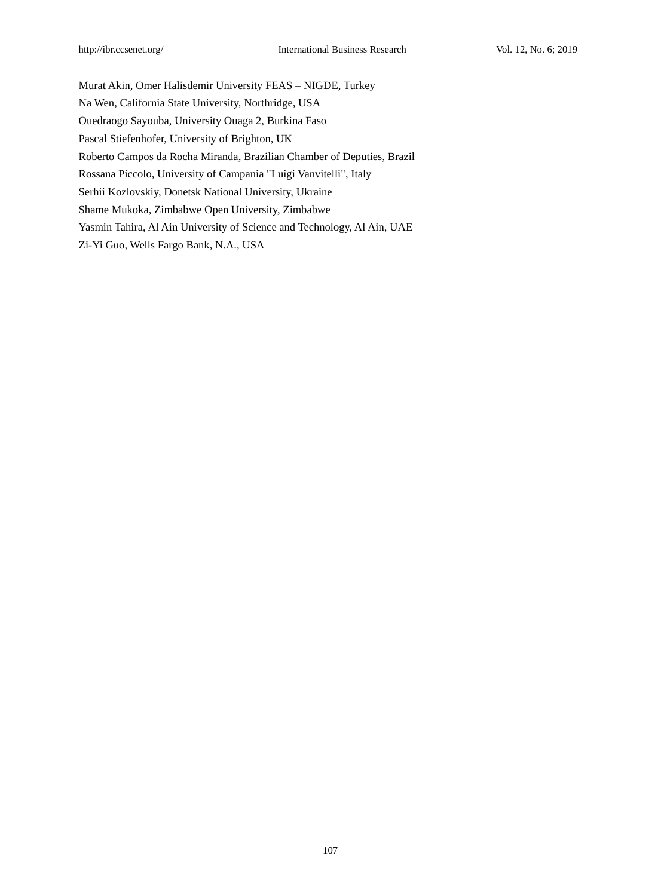Murat Akin, Omer Halisdemir University FEAS – NIGDE, Turkey

Na Wen, California State University, Northridge, USA

Ouedraogo Sayouba, University Ouaga 2, Burkina Faso

Pascal Stiefenhofer, University of Brighton, UK

Roberto Campos da Rocha Miranda, Brazilian Chamber of Deputies, Brazil

Rossana Piccolo, University of Campania "Luigi Vanvitelli", Italy

Serhii Kozlovskiy, Donetsk National University, Ukraine

Shame Mukoka, Zimbabwe Open University, Zimbabwe

Yasmin Tahira, Al Ain University of Science and Technology, Al Ain, UAE

Zi-Yi Guo, Wells Fargo Bank, N.A., USA